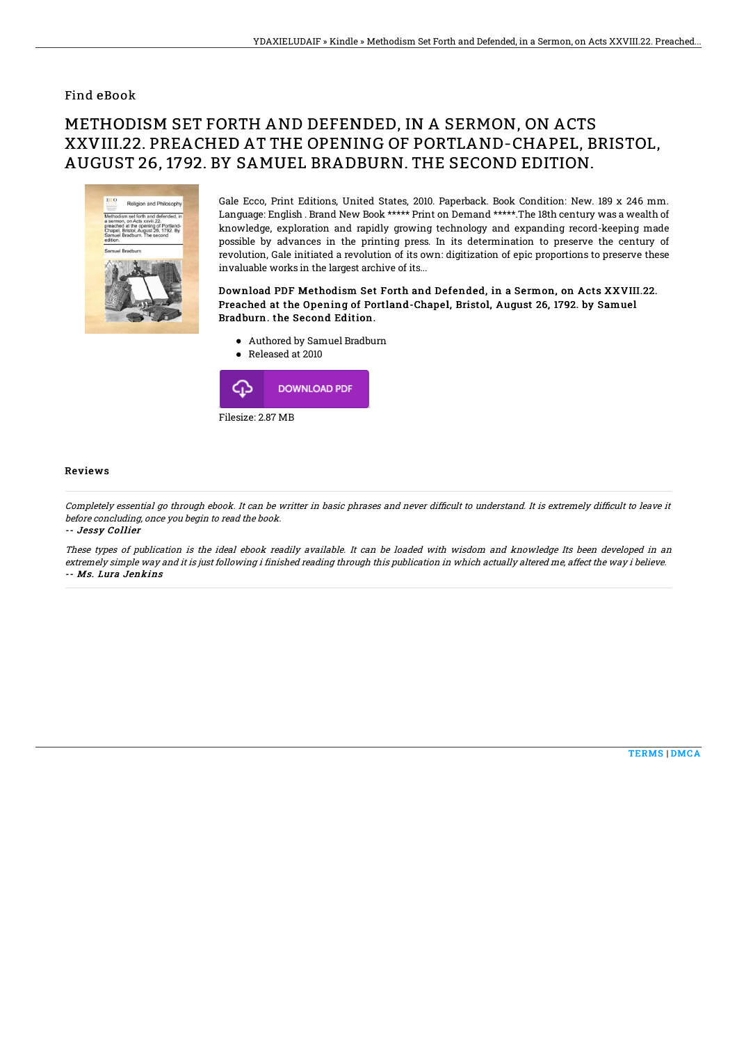Find eBook

# METHODISM SET FORTH AND DEFENDED, IN A SERMON, ON ACTS XXVIII.22. PREACHED AT THE OPENING OF PORTLAND-CHAPEL, BRISTOL, AUGUST 26, 1792. BY SAMUEL BRADBURN. THE SECOND EDITION.

Gale Ecco, Print Editions, United States, 2010. Paperback. Book Condition: New. 189 x 246 mm. Language: English . Brand New Book ***** Print on Demand *****.The 18th century was a wealth of knowledge, exploration and rapidly growing technology and expanding record-keeping made possible by advances in the printing press. In its determination to preserve the century of revolution, Gale initiated a revolution of its own: digitization of epic proportions to preserve these invaluable works in the largest archive of its...

**Download PDF Methodism Set Forth and Defended, in a Sermon, on Acts XXVIII.22. Preached at the Opening of Portland-Chapel, Bristol, August 26, 1792. by Samuel Bradburn. the Second Edition.**

- Authored by Samuel Bradburn
- Released at 2010

DOWNLOAD PDF

Filesize: 2.87 MB

## Reviews

*Completely essential go through ebook. It can be writter in basic phrases and never difficult to understand. It is extremely difficult to leave it before concluding, once you begin to read the book.*

*-- Jessy Collier*

*These types of publication is the ideal ebook readily available. It can be loaded with wisdom and knowledge Its been developed in an extremely simple way and it is just following i finished reading through this publication in which actually altered me, affect the way i believe.*

*-- Ms. Lura Jenkins*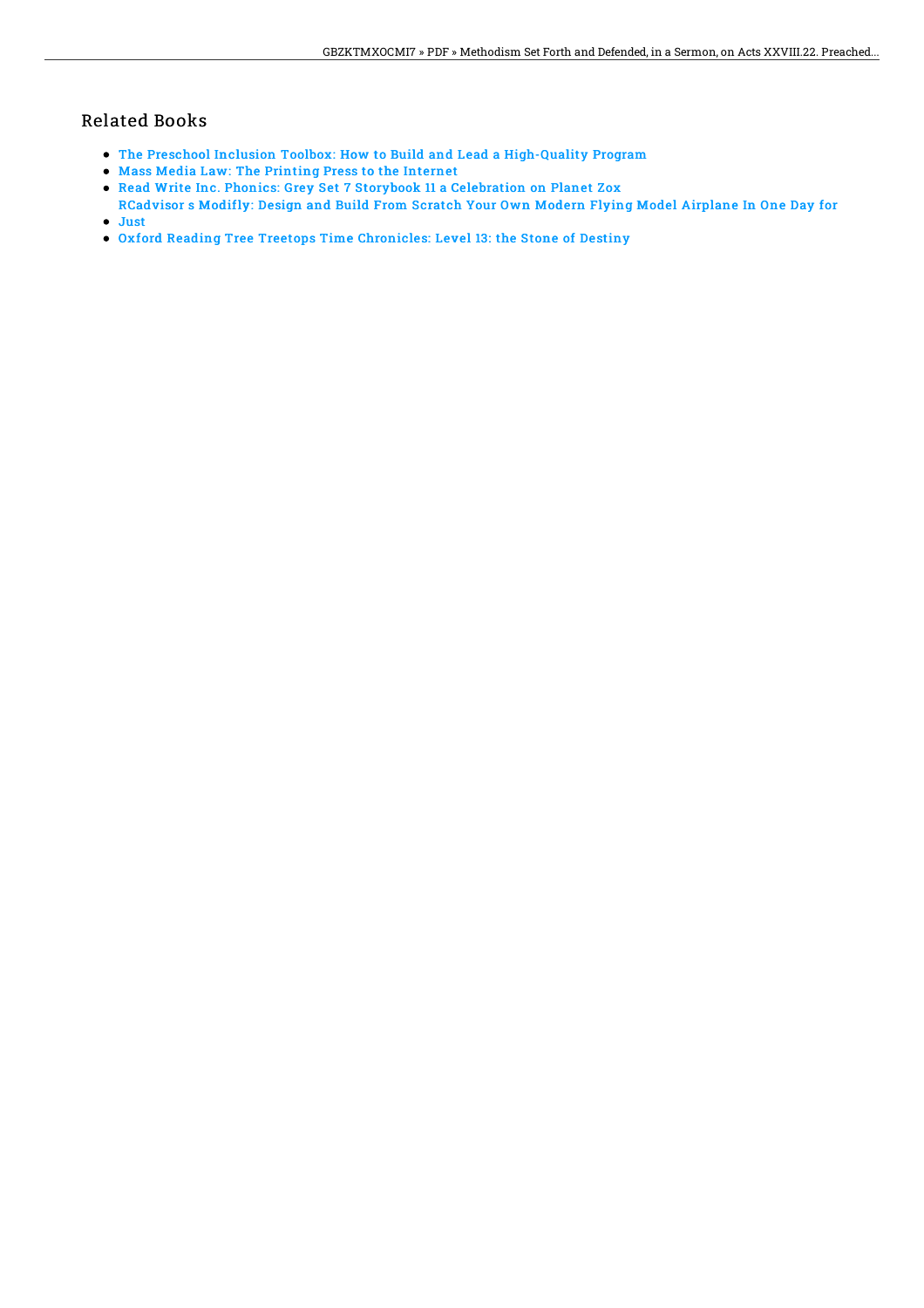## Related Books

- The Preschool Inclusion Toolbox: How to Build and Lead a High-Quality Program
- Mass Media Law: The Printing Press to the Internet
- Read Write Inc. Phonics: Grey Set 7 Storybook 11 a Celebration on Planet Zox
- RCadvisor s Modifly: Design and Build From Scratch Your Own Modern Flying Model Airplane In One Day for Just
- Oxford Reading Tree Treetops Time Chronicles: Level 13: the Stone of Destiny